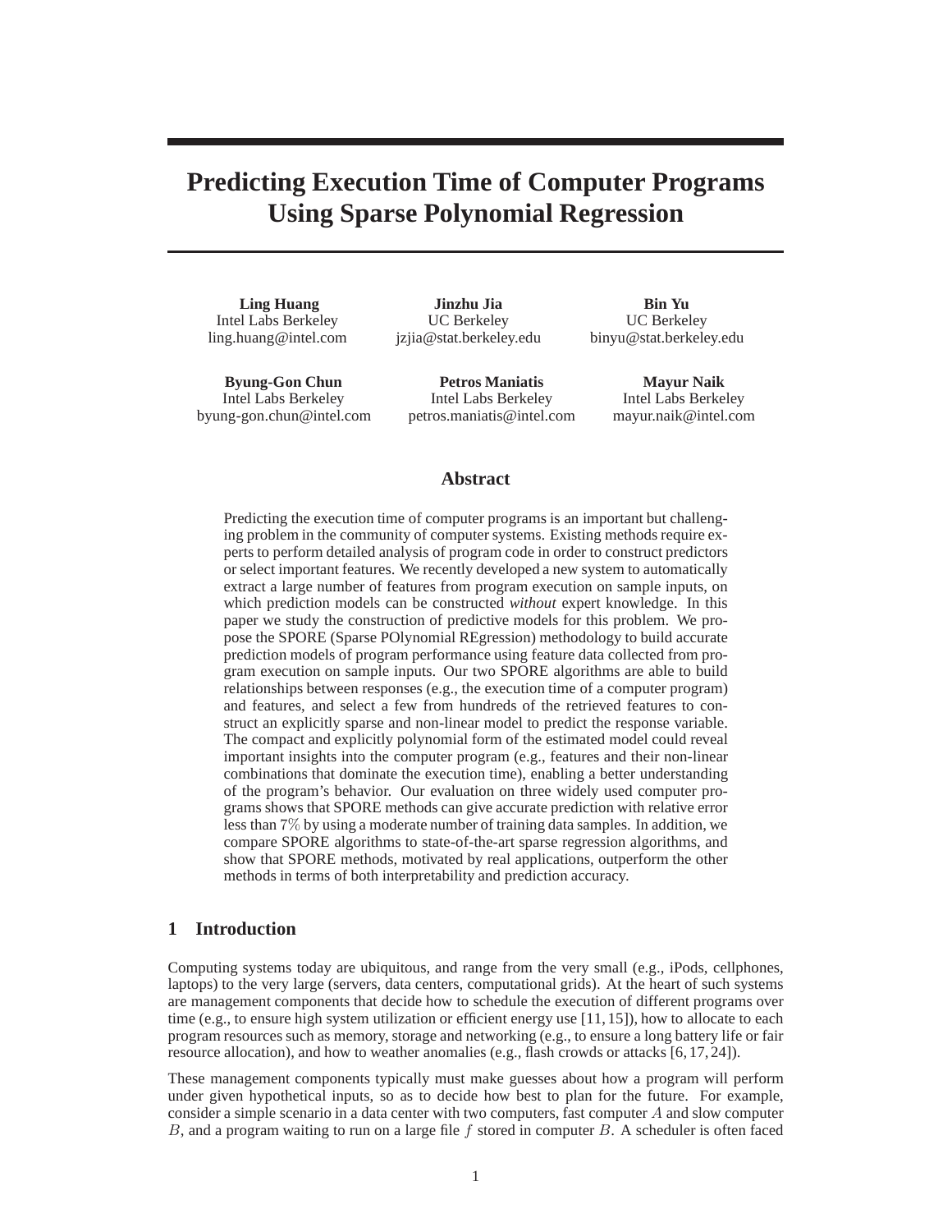# Predicting Execution Time of Computer Programs Using Sparse Polynomial Regression

**Ling Huang**
Intel Labs Berkeley
ling.huang@intel.com

**Jinzhu Jia**
UC Berkeley
jzjia@stat.berkeley.edu

**Bin Yu**
UC Berkeley
binyu@stat.berkeley.edu

**Byung-Gon Chun**
Intel Labs Berkeley
byung-gon.chun@intel.com

**Petros Maniatis**
Intel Labs Berkeley
petros.maniatis@intel.com

**Mayur Naik**
Intel Labs Berkeley
mayur.naik@intel.com

## Abstract

Predicting the execution time of computer programs is an important but challenging problem in the community of computer systems. Existing methods require experts to perform detailed analysis of program code in order to construct predictors or select important features. We recently developed a new system to automatically extract a large number of features from program execution on sample inputs, on which prediction models can be constructed *without* expert knowledge. In this paper we study the construction of predictive models for this problem. We propose the SPORE (Sparse POlynomial REgression) methodology to build accurate prediction models of program performance using feature data collected from program execution on sample inputs. Our two SPORE algorithms are able to build relationships between responses (e.g., the execution time of a computer program) and features, and select a few from hundreds of the retrieved features to construct an explicitly sparse and non-linear model to predict the response variable. The compact and explicitly polynomial form of the estimated model could reveal important insights into the computer program (e.g., features and their non-linear combinations that dominate the execution time), enabling a better understanding of the program's behavior. Our evaluation on three widely used computer programs shows that SPORE methods can give accurate prediction with relative error less than $7\%$ by using a moderate number of training data samples. In addition, we compare SPORE algorithms to state-of-the-art sparse regression algorithms, and show that SPORE methods, motivated by real applications, outperform the other methods in terms of both interpretability and prediction accuracy.

## 1 Introduction

Computing systems today are ubiquitous, and range from the very small (e.g., iPods, cellphones, laptops) to the very large (servers, data centers, computational grids). At the heart of such systems are management components that decide how to schedule the execution of different programs over time (e.g., to ensure high system utilization or efficient energy use [11, 15]), how to allocate to each program resources such as memory, storage and networking (e.g., to ensure a long battery life or fair resource allocation), and how to weather anomalies (e.g., flash crowds or attacks [6, 17, 24]).

These management components typically must make guesses about how a program will perform under given hypothetical inputs, so as to decide how best to plan for the future. For example, consider a simple scenario in a data center with two computers, fast computer $A$ and slow computer $B$, and a program waiting to run on a large file $f$ stored in computer $B$. A scheduler is often faced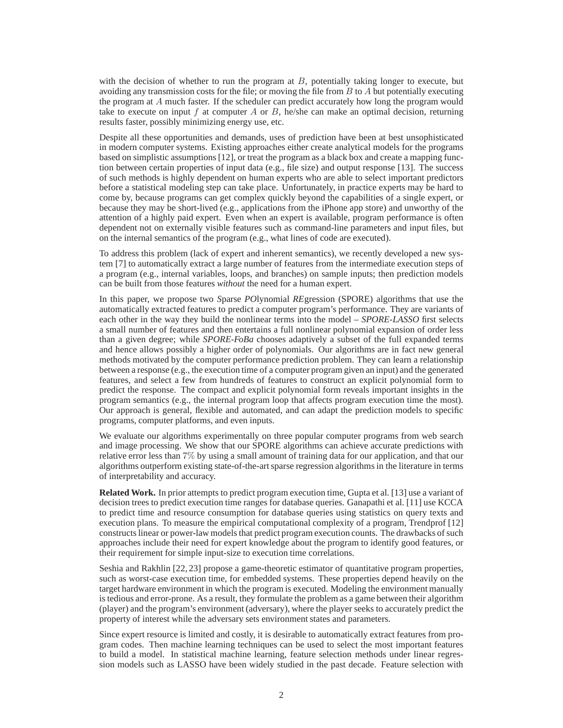with the decision of whether to run the program at $B$, potentially taking longer to execute, but avoiding any transmission costs for the file; or moving the file from $B$ to $A$ but potentially executing the program at $A$ much faster. If the scheduler can predict accurately how long the program would take to execute on input $f$ at computer $A$ or $B$, he/she can make an optimal decision, returning results faster, possibly minimizing energy use, etc.

Despite all these opportunities and demands, uses of prediction have been at best unsophisticated in modern computer systems. Existing approaches either create analytical models for the programs based on simplistic assumptions [12], or treat the program as a black box and create a mapping function between certain properties of input data (e.g., file size) and output response [13]. The success of such methods is highly dependent on human experts who are able to select important predictors before a statistical modeling step can take place. Unfortunately, in practice experts may be hard to come by, because programs can get complex quickly beyond the capabilities of a single expert, or because they may be short-lived (e.g., applications from the iPhone app store) and unworthy of the attention of a highly paid expert. Even when an expert is available, program performance is often dependent not on externally visible features such as command-line parameters and input files, but on the internal semantics of the program (e.g., what lines of code are executed).

To address this problem (lack of expert and inherent semantics), we recently developed a new system [7] to automatically extract a large number of features from the intermediate execution steps of a program (e.g., internal variables, loops, and branches) on sample inputs; then prediction models can be built from those features *without* the need for a human expert.

In this paper, we propose two *S*parse *PO*lynomial *RE*gression (SPORE) algorithms that use the automatically extracted features to predict a computer program's performance. They are variants of each other in the way they build the nonlinear terms into the model – *SPORE-LASSO* first selects a small number of features and then entertains a full nonlinear polynomial expansion of order less than a given degree; while *SPORE-FoBa* chooses adaptively a subset of the full expanded terms and hence allows possibly a higher order of polynomials. Our algorithms are in fact new general methods motivated by the computer performance prediction problem. They can learn a relationship between a response (e.g., the execution time of a computer program given an input) and the generated features, and select a few from hundreds of features to construct an explicit polynomial form to predict the response. The compact and explicit polynomial form reveals important insights in the program semantics (e.g., the internal program loop that affects program execution time the most). Our approach is general, flexible and automated, and can adapt the prediction models to specific programs, computer platforms, and even inputs.

We evaluate our algorithms experimentally on three popular computer programs from web search and image processing. We show that our SPORE algorithms can achieve accurate predictions with relative error less than $7\%$ by using a small amount of training data for our application, and that our algorithms outperform existing state-of-the-art sparse regression algorithms in the literature in terms of interpretability and accuracy.

**Related Work.** In prior attempts to predict program execution time, Gupta et al. [13] use a variant of decision trees to predict execution time ranges for database queries. Ganapathi et al. [11] use KCCA to predict time and resource consumption for database queries using statistics on query texts and execution plans. To measure the empirical computational complexity of a program, Trendprof [12] constructs linear or power-law models that predict program execution counts. The drawbacks of such approaches include their need for expert knowledge about the program to identify good features, or their requirement for simple input-size to execution time correlations.

Seshia and Rakhlin [22, 23] propose a game-theoretic estimator of quantitative program properties, such as worst-case execution time, for embedded systems. These properties depend heavily on the target hardware environment in which the program is executed. Modeling the environment manually is tedious and error-prone. As a result, they formulate the problem as a game between their algorithm (player) and the program's environment (adversary), where the player seeks to accurately predict the property of interest while the adversary sets environment states and parameters.

Since expert resource is limited and costly, it is desirable to automatically extract features from program codes. Then machine learning techniques can be used to select the most important features to build a model. In statistical machine learning, feature selection methods under linear regression models such as LASSO have been widely studied in the past decade. Feature selection with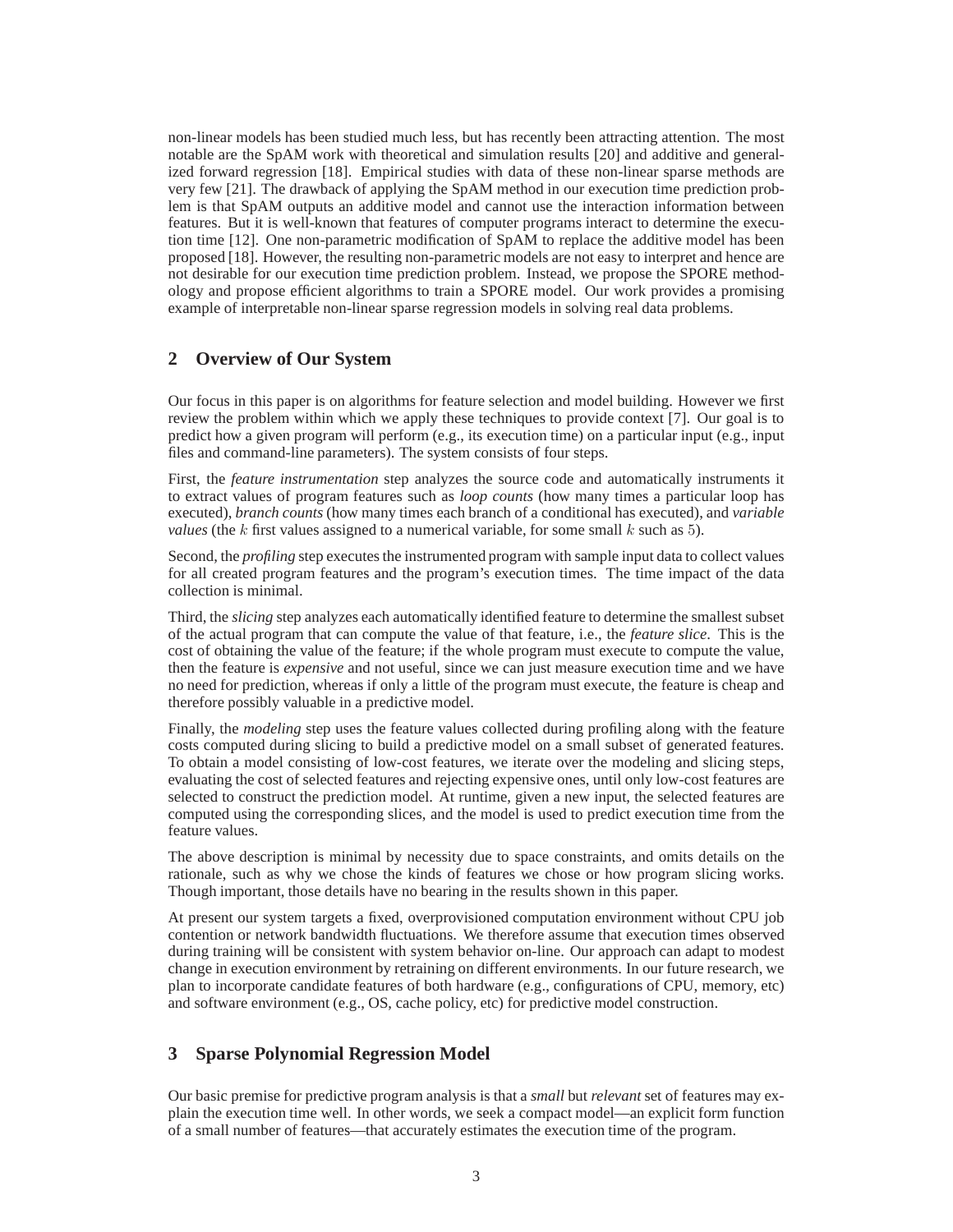non-linear models has been studied much less, but has recently been attracting attention. The most notable are the SpAM work with theoretical and simulation results [20] and additive and generalized forward regression [18]. Empirical studies with data of these non-linear sparse methods are very few [21]. The drawback of applying the SpAM method in our execution time prediction problem is that SpAM outputs an additive model and cannot use the interaction information between features. But it is well-known that features of computer programs interact to determine the execution time [12]. One non-parametric modification of SpAM to replace the additive model has been proposed [18]. However, the resulting non-parametric models are not easy to interpret and hence are not desirable for our execution time prediction problem. Instead, we propose the SPORE methodology and propose efficient algorithms to train a SPORE model. Our work provides a promising example of interpretable non-linear sparse regression models in solving real data problems.

## 2 Overview of Our System

Our focus in this paper is on algorithms for feature selection and model building. However we first review the problem within which we apply these techniques to provide context [7]. Our goal is to predict how a given program will perform (e.g., its execution time) on a particular input (e.g., input files and command-line parameters). The system consists of four steps.

First, the *feature instrumentation* step analyzes the source code and automatically instruments it to extract values of program features such as *loop counts* (how many times a particular loop has executed), *branch counts* (how many times each branch of a conditional has executed), and *variable values* (the $k$ first values assigned to a numerical variable, for some small $k$ such as $5$).

Second, the *profiling* step executes the instrumented program with sample input data to collect values for all created program features and the program's execution times. The time impact of the data collection is minimal.

Third, the *slicing* step analyzes each automatically identified feature to determine the smallest subset of the actual program that can compute the value of that feature, i.e., the *feature slice*. This is the cost of obtaining the value of the feature; if the whole program must execute to compute the value, then the feature is *expensive* and not useful, since we can just measure execution time and we have no need for prediction, whereas if only a little of the program must execute, the feature is cheap and therefore possibly valuable in a predictive model.

Finally, the *modeling* step uses the feature values collected during profiling along with the feature costs computed during slicing to build a predictive model on a small subset of generated features. To obtain a model consisting of low-cost features, we iterate over the modeling and slicing steps, evaluating the cost of selected features and rejecting expensive ones, until only low-cost features are selected to construct the prediction model. At runtime, given a new input, the selected features are computed using the corresponding slices, and the model is used to predict execution time from the feature values.

The above description is minimal by necessity due to space constraints, and omits details on the rationale, such as why we chose the kinds of features we chose or how program slicing works. Though important, those details have no bearing in the results shown in this paper.

At present our system targets a fixed, overprovisioned computation environment without CPU job contention or network bandwidth fluctuations. We therefore assume that execution times observed during training will be consistent with system behavior on-line. Our approach can adapt to modest change in execution environment by retraining on different environments. In our future research, we plan to incorporate candidate features of both hardware (e.g., configurations of CPU, memory, etc) and software environment (e.g., OS, cache policy, etc) for predictive model construction.

## 3 Sparse Polynomial Regression Model

Our basic premise for predictive program analysis is that a *small* but *relevant* set of features may explain the execution time well. In other words, we seek a compact model—an explicit form function of a small number of features—that accurately estimates the execution time of the program.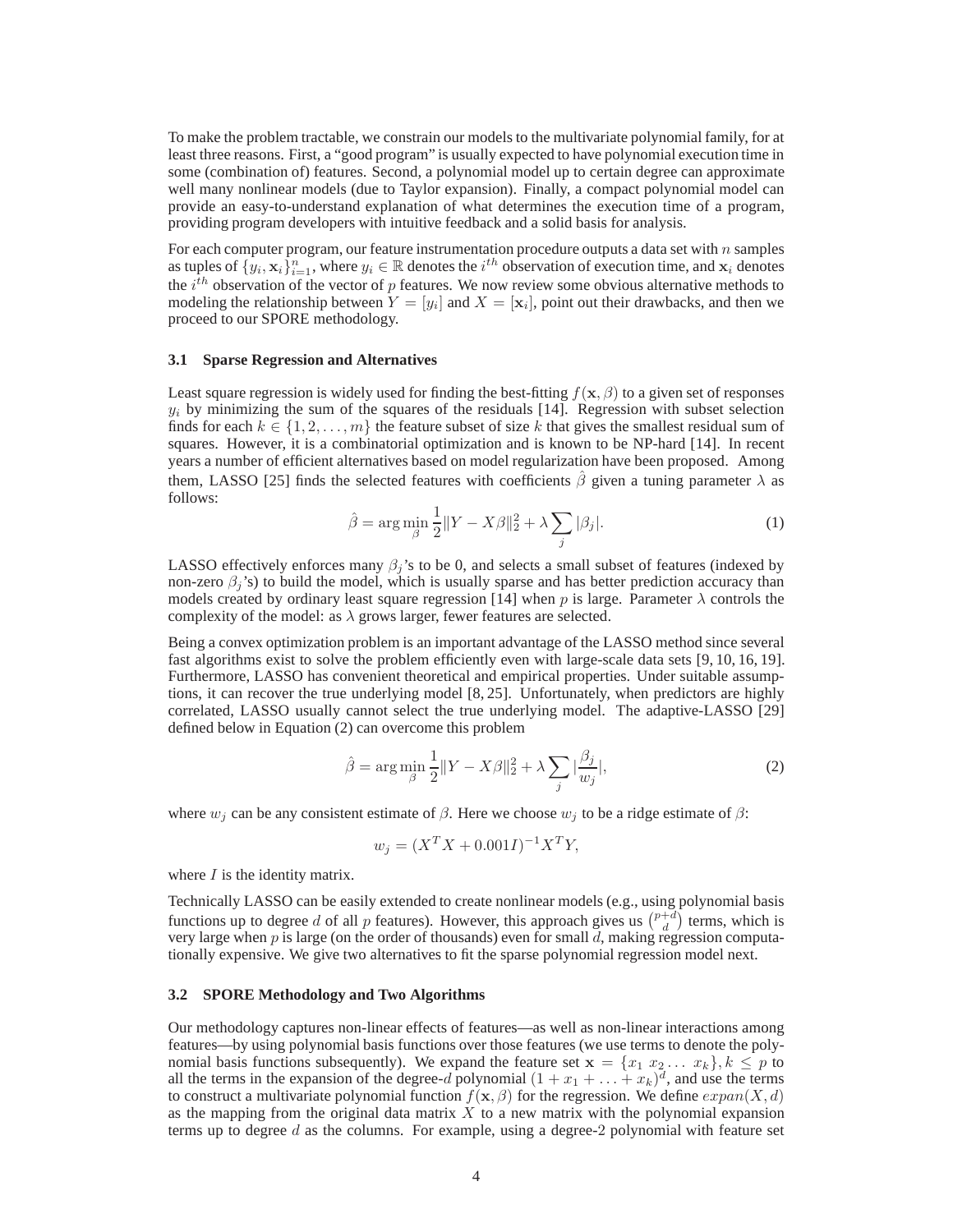To make the problem tractable, we constrain our models to the multivariate polynomial family, for at least three reasons. First, a "good program" is usually expected to have polynomial execution time in some (combination of) features. Second, a polynomial model up to certain degree can approximate well many nonlinear models (due to Taylor expansion). Finally, a compact polynomial model can provide an easy-to-understand explanation of what determines the execution time of a program, providing program developers with intuitive feedback and a solid basis for analysis.

For each computer program, our feature instrumentation procedure outputs a data set with $n$ samples as tuples of $\{y_i, \mathbf{x}_i\}_{i=1}^n$, where $y_i \in \mathbb{R}$ denotes the $i^{th}$ observation of execution time, and $\mathbf{x}_i$ denotes the $i^{th}$ observation of the vector of $p$ features. We now review some obvious alternative methods to modeling the relationship between $Y = [y_i]$ and $X = [\mathbf{x}_i]$, point out their drawbacks, and then we proceed to our SPORE methodology.

### 3.1 Sparse Regression and Alternatives

Least square regression is widely used for finding the best-fitting $f(\mathbf{x}, \beta)$ to a given set of responses $y_i$ by minimizing the sum of the squares of the residuals [14]. Regression with subset selection finds for each $k \in \{1, 2, \ldots, m\}$ the feature subset of size $k$ that gives the smallest residual sum of squares. However, it is a combinatorial optimization and is known to be NP-hard [14]. In recent years a number of efficient alternatives based on model regularization have been proposed. Among them, LASSO [25] finds the selected features with coefficients $\hat{\beta}$ given a tuning parameter $\lambda$ as follows:

$$\hat{\beta} = \arg\min_{\beta} \frac{1}{2}\|Y - X\beta\|_2^2 + \lambda \sum_j |\beta_j|. \tag{1}$$

LASSO effectively enforces many $\beta_j$'s to be 0, and selects a small subset of features (indexed by non-zero $\beta_j$'s) to build the model, which is usually sparse and has better prediction accuracy than models created by ordinary least square regression [14] when $p$ is large. Parameter $\lambda$ controls the complexity of the model: as $\lambda$ grows larger, fewer features are selected.

Being a convex optimization problem is an important advantage of the LASSO method since several fast algorithms exist to solve the problem efficiently even with large-scale data sets [9, 10, 16, 19]. Furthermore, LASSO has convenient theoretical and empirical properties. Under suitable assumptions, it can recover the true underlying model [8, 25]. Unfortunately, when predictors are highly correlated, LASSO usually cannot select the true underlying model. The adaptive-LASSO [29] defined below in Equation (2) can overcome this problem

$$\hat{\beta} = \arg\min_{\beta} \frac{1}{2}\|Y - X\beta\|_2^2 + \lambda \sum_j |\frac{\beta_j}{w_j}|, \tag{2}$$

where $w_j$ can be any consistent estimate of $\beta$. Here we choose $w_j$ to be a ridge estimate of $\beta$:

$$w_j = (X^T X + 0.001I)^{-1} X^T Y,$$

where $I$ is the identity matrix.

Technically LASSO can be easily extended to create nonlinear models (e.g., using polynomial basis functions up to degree $d$ of all $p$ features). However, this approach gives us $\binom{p+d}{d}$ terms, which is very large when $p$ is large (on the order of thousands) even for small $d$, making regression computationally expensive. We give two alternatives to fit the sparse polynomial regression model next.

### 3.2 SPORE Methodology and Two Algorithms

Our methodology captures non-linear effects of features—as well as non-linear interactions among features—by using polynomial basis functions over those features (we use terms to denote the polynomial basis functions subsequently). We expand the feature set $\mathbf{x} = \{x_1\ x_2 \ldots\ x_k\}, k \le p$ to all the terms in the expansion of the degree-$d$ polynomial $(1 + x_1 + \ldots + x_k)^d$, and use the terms to construct a multivariate polynomial function $f(\mathbf{x}, \beta)$ for the regression. We define $expan(X, d)$ as the mapping from the original data matrix $X$ to a new matrix with the polynomial expansion terms up to degree $d$ as the columns. For example, using a degree-2 polynomial with feature set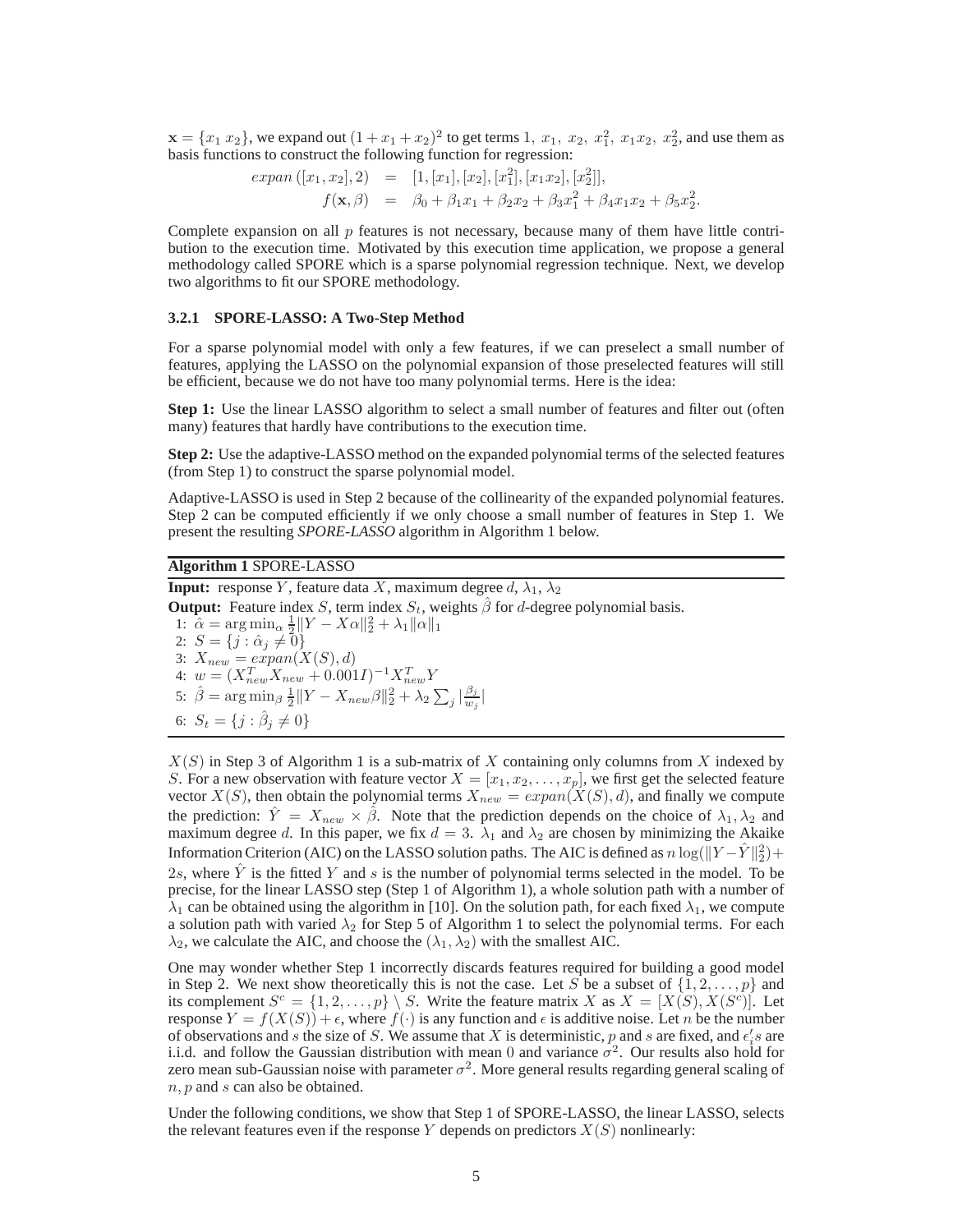$\mathbf{x} = \{x_1 \ x_2\}$, we expand out $(1 + x_1 + x_2)^2$ to get terms $1, \ x_1, \ x_2, \ x_1^2, \ x_1x_2, \ x_2^2$, and use them as basis functions to construct the following function for regression:

$$
\begin{aligned}
expan\left([x_1, x_2], 2\right) &= [1, [x_1], [x_2], [x_1^2], [x_1x_2], [x_2^2]], \\
f(\mathbf{x}, \beta) &= \beta_0 + \beta_1 x_1 + \beta_2 x_2 + \beta_3 x_1^2 + \beta_4 x_1 x_2 + \beta_5 x_2^2.
\end{aligned}
$$

Complete expansion on all $p$ features is not necessary, because many of them have little contribution to the execution time. Motivated by this execution time application, we propose a general methodology called SPORE which is a sparse polynomial regression technique. Next, we develop two algorithms to fit our SPORE methodology.

#### 3.2.1 SPORE-LASSO: A Two-Step Method

For a sparse polynomial model with only a few features, if we can preselect a small number of features, applying the LASSO on the polynomial expansion of those preselected features will still be efficient, because we do not have too many polynomial terms. Here is the idea:

**Step 1:** Use the linear LASSO algorithm to select a small number of features and filter out (often many) features that hardly have contributions to the execution time.

**Step 2:** Use the adaptive-LASSO method on the expanded polynomial terms of the selected features (from Step 1) to construct the sparse polynomial model.

Adaptive-LASSO is used in Step 2 because of the collinearity of the expanded polynomial features. Step 2 can be computed efficiently if we only choose a small number of features in Step 1. We present the resulting *SPORE-LASSO* algorithm in Algorithm 1 below.

**Algorithm 1** SPORE-LASSO

**Input:** response $Y$, feature data $X$, maximum degree $d$, $\lambda_1$, $\lambda_2$

**Output:** Feature index $S$, term index $S_t$, weights $\hat{\beta}$ for $d$-degree polynomial basis.

1: $\hat{\alpha} = \arg\min_\alpha \frac{1}{2}\|Y - X\alpha\|_2^2 + \lambda_1\|\alpha\|_1$
2: $S = \{j : \hat{\alpha}_j \neq 0\}$
3: $X_{new} = expan(X(S), d)$
4: $w = (X_{new}^T X_{new} + 0.001I)^{-1} X_{new}^T Y$
5: $\hat{\beta} = \arg\min_\beta \frac{1}{2}\|Y - X_{new}\beta\|_2^2 + \lambda_2 \sum_j |\frac{\beta_j}{w_j}|$
6: $S_t = \{j : \hat{\beta}_j \neq 0\}$

$X(S)$ in Step 3 of Algorithm 1 is a sub-matrix of $X$ containing only columns from $X$ indexed by $S$. For a new observation with feature vector $X = [x_1, x_2, \ldots, x_p]$, we first get the selected feature vector $X(S)$, then obtain the polynomial terms $X_{new} = expan(X(S), d)$, and finally we compute the prediction: $\hat{Y} = X_{new} \times \hat{\beta}$. Note that the prediction depends on the choice of $\lambda_1, \lambda_2$ and maximum degree $d$. In this paper, we fix $d = 3$. $\lambda_1$ and $\lambda_2$ are chosen by minimizing the Akaike Information Criterion (AIC) on the LASSO solution paths. The AIC is defined as $n\log(\|Y - \hat{Y}\|_2^2) + 2s$, where $\hat{Y}$ is the fitted $Y$ and $s$ is the number of polynomial terms selected in the model. To be precise, for the linear LASSO step (Step 1 of Algorithm 1), a whole solution path with a number of $\lambda_1$ can be obtained using the algorithm in [10]. On the solution path, for each fixed $\lambda_1$, we compute a solution path with varied $\lambda_2$ for Step 5 of Algorithm 1 to select the polynomial terms. For each $\lambda_2$, we calculate the AIC, and choose the $(\lambda_1, \lambda_2)$ with the smallest AIC.

One may wonder whether Step 1 incorrectly discards features required for building a good model in Step 2. We next show theoretically this is not the case. Let $S$ be a subset of $\{1, 2, \ldots, p\}$ and its complement $S^c = \{1, 2, \ldots, p\} \setminus S$. Write the feature matrix $X$ as $X = [X(S), X(S^c)]$. Let response $Y = f(X(S)) + \epsilon$, where $f(\cdot)$ is any function and $\epsilon$ is additive noise. Let $n$ be the number of observations and $s$ the size of $S$. We assume that $X$ is deterministic, $p$ and $s$ are fixed, and $\epsilon_i's$ are i.i.d. and follow the Gaussian distribution with mean 0 and variance $\sigma^2$. Our results also hold for zero mean sub-Gaussian noise with parameter $\sigma^2$. More general results regarding general scaling of $n, p$ and $s$ can also be obtained.

Under the following conditions, we show that Step 1 of SPORE-LASSO, the linear LASSO, selects the relevant features even if the response $Y$ depends on predictors $X(S)$ nonlinearly: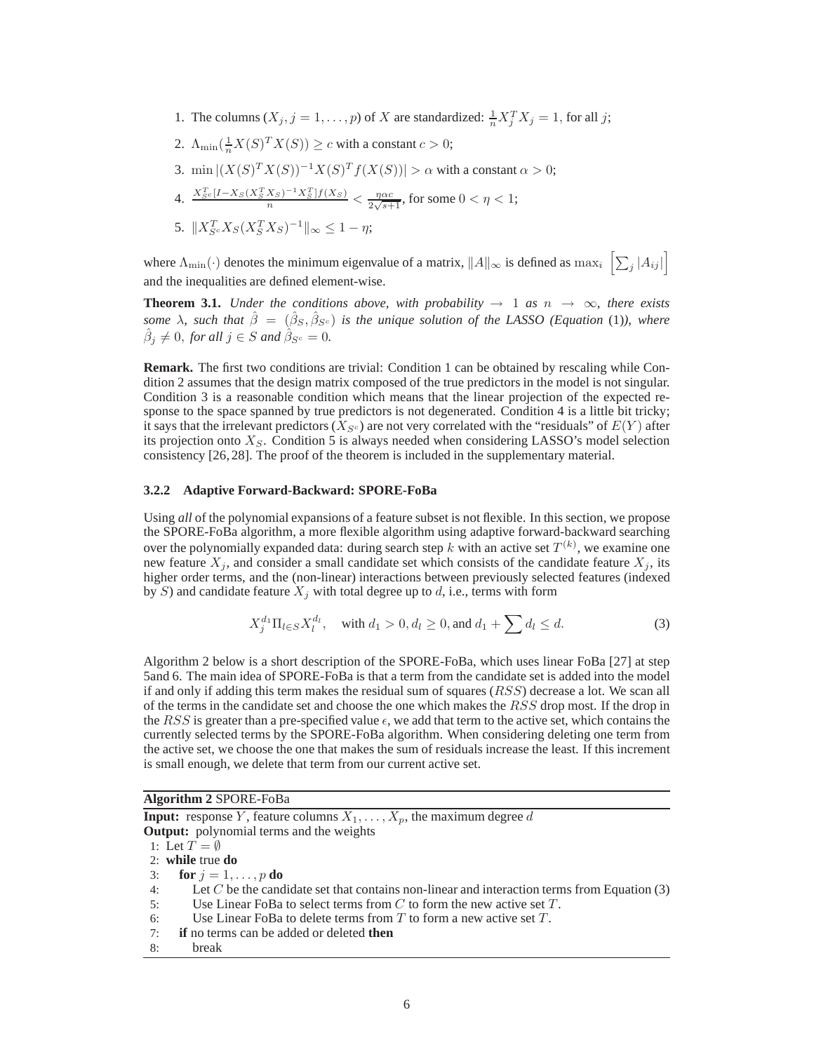1. The columns ($X_j, j = 1, \ldots, p$) of $X$ are standardized: $\frac{1}{n}X_j^T X_j = 1$, for all $j$;
2. $\Lambda_{\min}(\frac{1}{n}X(S)^T X(S)) \geq c$ with a constant $c > 0$;
3. $\min |(X(S)^T X(S))^{-1} X(S)^T f(X(S))| > \alpha$ with a constant $\alpha > 0$;
4. $\frac{X_{S^c}^T [I - X_S(X_S^T X_S)^{-1} X_S^T] f(X_S)}{n} < \frac{\eta \alpha c}{2\sqrt{s+1}}$, for some $0 < \eta < 1$;
5. $\|X_{S^c}^T X_S (X_S^T X_S)^{-1}\|_\infty \leq 1 - \eta$;

where $\Lambda_{\min}(\cdot)$ denotes the minimum eigenvalue of a matrix, $\|A\|_\infty$ is defined as $\max_i \left[\sum_j |A_{ij}|\right]$ and the inequalities are defined element-wise.

**Theorem 3.1.** *Under the conditions above, with probability $\rightarrow 1$ as $n \rightarrow \infty$, there exists some $\lambda$, such that $\hat{\beta} = (\hat{\beta}_S, \hat{\beta}_{S^c})$ is the unique solution of the LASSO (Equation (1)), where $\hat{\beta}_j \neq 0$, for all $j \in S$ and $\hat{\beta}_{S^c} = 0$.*

**Remark.** The first two conditions are trivial: Condition 1 can be obtained by rescaling while Condition 2 assumes that the design matrix composed of the true predictors in the model is not singular. Condition 3 is a reasonable condition which means that the linear projection of the expected response to the space spanned by true predictors is not degenerated. Condition 4 is a little bit tricky; it says that the irrelevant predictors ($X_{S^c}$) are not very correlated with the "residuals" of $E(Y)$ after its projection onto $X_S$. Condition 5 is always needed when considering LASSO's model selection consistency [26, 28]. The proof of the theorem is included in the supplementary material.

#### 3.2.2 Adaptive Forward-Backward: SPORE-FoBa

Using *all* of the polynomial expansions of a feature subset is not flexible. In this section, we propose the SPORE-FoBa algorithm, a more flexible algorithm using adaptive forward-backward searching over the polynomially expanded data: during search step $k$ with an active set $T^{(k)}$, we examine one new feature $X_j$, and consider a small candidate set which consists of the candidate feature $X_j$, its higher order terms, and the (non-linear) interactions between previously selected features (indexed by $S$) and candidate feature $X_j$ with total degree up to $d$, i.e., terms with form

$$X_j^{d_1} \Pi_{l \in S} X_l^{d_l}, \quad \text{with } d_1 > 0, d_l \geq 0, \text{and } d_1 + \sum d_l \leq d. \tag{3}$$

Algorithm 2 below is a short description of the SPORE-FoBa, which uses linear FoBa [27] at step 5and 6. The main idea of SPORE-FoBa is that a term from the candidate set is added into the model if and only if adding this term makes the residual sum of squares ($RSS$) decrease a lot. We scan all of the terms in the candidate set and choose the one which makes the $RSS$ drop most. If the drop in the $RSS$ is greater than a pre-specified value $\epsilon$, we add that term to the active set, which contains the currently selected terms by the SPORE-FoBa algorithm. When considering deleting one term from the active set, we choose the one that makes the sum of residuals increase the least. If this increment is small enough, we delete that term from our current active set.

**Algorithm 2** SPORE-FoBa

**Input:** response $Y$, feature columns $X_1, \ldots, X_p$, the maximum degree $d$
**Output:** polynomial terms and the weights

```
1: Let T = ∅
2: while true do
3:    for j = 1, ..., p do
4:       Let C be the candidate set that contains non-linear and interaction terms from Equation (3)
5:       Use Linear FoBa to select terms from C to form the new active set T.
6:       Use Linear FoBa to delete terms from T to form a new active set T.
7:    if no terms can be added or deleted then
8:       break
```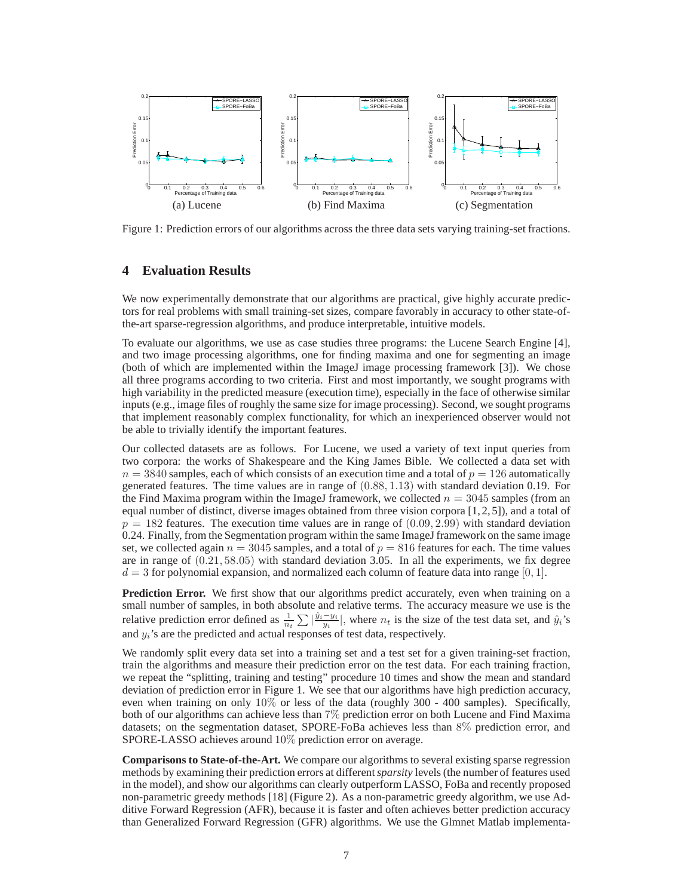(a) Lucene (b) Find Maxima (c) Segmentation

Figure 1: Prediction errors of our algorithms across the three data sets varying training-set fractions.

## 4 Evaluation Results

We now experimentally demonstrate that our algorithms are practical, give highly accurate predictors for real problems with small training-set sizes, compare favorably in accuracy to other state-of-the-art sparse-regression algorithms, and produce interpretable, intuitive models.

To evaluate our algorithms, we use as case studies three programs: the Lucene Search Engine [4], and two image processing algorithms, one for finding maxima and one for segmenting an image (both of which are implemented within the ImageJ image processing framework [3]). We chose all three programs according to two criteria. First and most importantly, we sought programs with high variability in the predicted measure (execution time), especially in the face of otherwise similar inputs (e.g., image files of roughly the same size for image processing). Second, we sought programs that implement reasonably complex functionality, for which an inexperienced observer would not be able to trivially identify the important features.

Our collected datasets are as follows. For Lucene, we used a variety of text input queries from two corpora: the works of Shakespeare and the King James Bible. We collected a data set with $n = 3840$ samples, each of which consists of an execution time and a total of $p = 126$ automatically generated features. The time values are in range of $(0.88, 1.13)$ with standard deviation 0.19. For the Find Maxima program within the ImageJ framework, we collected $n = 3045$ samples (from an equal number of distinct, diverse images obtained from three vision corpora [1, 2, 5]), and a total of $p = 182$ features. The execution time values are in range of $(0.09, 2.99)$ with standard deviation 0.24. Finally, from the Segmentation program within the same ImageJ framework on the same image set, we collected again $n = 3045$ samples, and a total of $p = 816$ features for each. The time values are in range of $(0.21, 58.05)$ with standard deviation 3.05. In all the experiments, we fix degree $d = 3$ for polynomial expansion, and normalized each column of feature data into range $[0, 1]$.

**Prediction Error.** We first show that our algorithms predict accurately, even when training on a small number of samples, in both absolute and relative terms. The accuracy measure we use is the relative prediction error defined as $\frac{1}{n_t} \sum |\frac{\hat{y}_i - y_i}{y_i}|$, where $n_t$ is the size of the test data set, and $\hat{y}_i$'s and $y_i$'s are the predicted and actual responses of test data, respectively.

We randomly split every data set into a training set and a test set for a given training-set fraction, train the algorithms and measure their prediction error on the test data. For each training fraction, we repeat the "splitting, training and testing" procedure 10 times and show the mean and standard deviation of prediction error in Figure 1. We see that our algorithms have high prediction accuracy, even when training on only $10\%$ or less of the data (roughly 300 - 400 samples). Specifically, both of our algorithms can achieve less than $7\%$ prediction error on both Lucene and Find Maxima datasets; on the segmentation dataset, SPORE-FoBa achieves less than $8\%$ prediction error, and SPORE-LASSO achieves around $10\%$ prediction error on average.

**Comparisons to State-of-the-Art.** We compare our algorithms to several existing sparse regression methods by examining their prediction errors at different *sparsity* levels (the number of features used in the model), and show our algorithms can clearly outperform LASSO, FoBa and recently proposed non-parametric greedy methods [18] (Figure 2). As a non-parametric greedy algorithm, we use Additive Forward Regression (AFR), because it is faster and often achieves better prediction accuracy than Generalized Forward Regression (GFR) algorithms. We use the Glmnet Matlab implementa-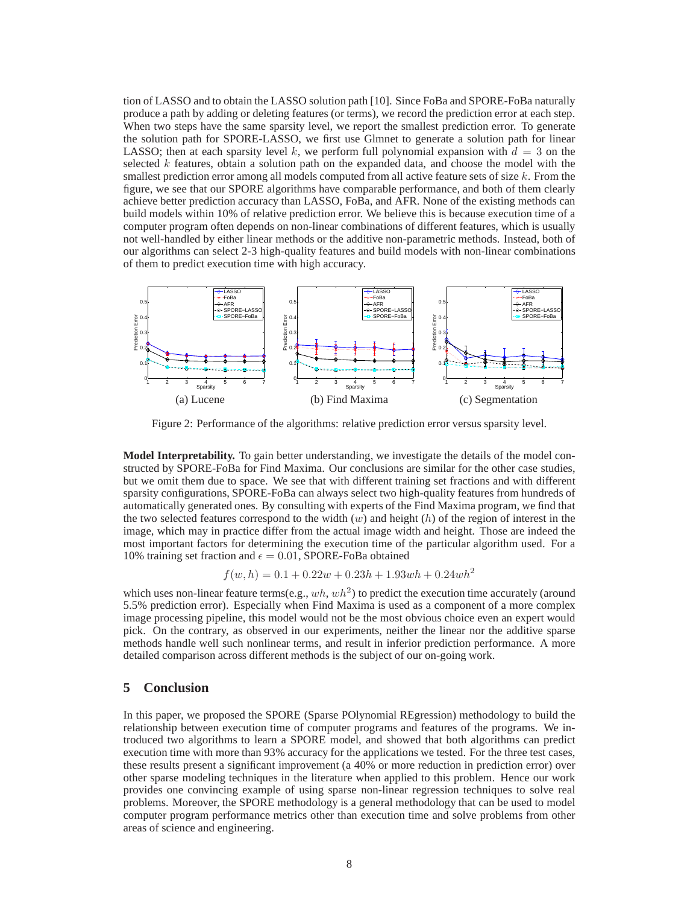tion of LASSO and to obtain the LASSO solution path [10]. Since FoBa and SPORE-FoBa naturally produce a path by adding or deleting features (or terms), we record the prediction error at each step. When two steps have the same sparsity level, we report the smallest prediction error. To generate the solution path for SPORE-LASSO, we first use Glmnet to generate a solution path for linear LASSO; then at each sparsity level $k$, we perform full polynomial expansion with $d = 3$ on the selected $k$ features, obtain a solution path on the expanded data, and choose the model with the smallest prediction error among all models computed from all active feature sets of size $k$. From the figure, we see that our SPORE algorithms have comparable performance, and both of them clearly achieve better prediction accuracy than LASSO, FoBa, and AFR. None of the existing methods can build models within 10% of relative prediction error. We believe this is because execution time of a computer program often depends on non-linear combinations of different features, which is usually not well-handled by either linear methods or the additive non-parametric methods. Instead, both of our algorithms can select 2-3 high-quality features and build models with non-linear combinations of them to predict execution time with high accuracy.

(a) Lucene (b) Find Maxima (c) Segmentation

Figure 2: Performance of the algorithms: relative prediction error versus sparsity level.

**Model Interpretability.** To gain better understanding, we investigate the details of the model constructed by SPORE-FoBa for Find Maxima. Our conclusions are similar for the other case studies, but we omit them due to space. We see that with different training set fractions and with different sparsity configurations, SPORE-FoBa can always select two high-quality features from hundreds of automatically generated ones. By consulting with experts of the Find Maxima program, we find that the two selected features correspond to the width ($w$) and height ($h$) of the region of interest in the image, which may in practice differ from the actual image width and height. Those are indeed the most important factors for determining the execution time of the particular algorithm used. For a 10% training set fraction and $\epsilon = 0.01$, SPORE-FoBa obtained

$$f(w, h) = 0.1 + 0.22w + 0.23h + 1.93wh + 0.24wh^2$$

which uses non-linear feature terms(e.g., $wh$, $wh^2$) to predict the execution time accurately (around 5.5% prediction error). Especially when Find Maxima is used as a component of a more complex image processing pipeline, this model would not be the most obvious choice even an expert would pick. On the contrary, as observed in our experiments, neither the linear nor the additive sparse methods handle well such nonlinear terms, and result in inferior prediction performance. A more detailed comparison across different methods is the subject of our on-going work.

## 5 Conclusion

In this paper, we proposed the SPORE (Sparse POlynomial REgression) methodology to build the relationship between execution time of computer programs and features of the programs. We introduced two algorithms to learn a SPORE model, and showed that both algorithms can predict execution time with more than 93% accuracy for the applications we tested. For the three test cases, these results present a significant improvement (a 40% or more reduction in prediction error) over other sparse modeling techniques in the literature when applied to this problem. Hence our work provides one convincing example of using sparse non-linear regression techniques to solve real problems. Moreover, the SPORE methodology is a general methodology that can be used to model computer program performance metrics other than execution time and solve problems from other areas of science and engineering.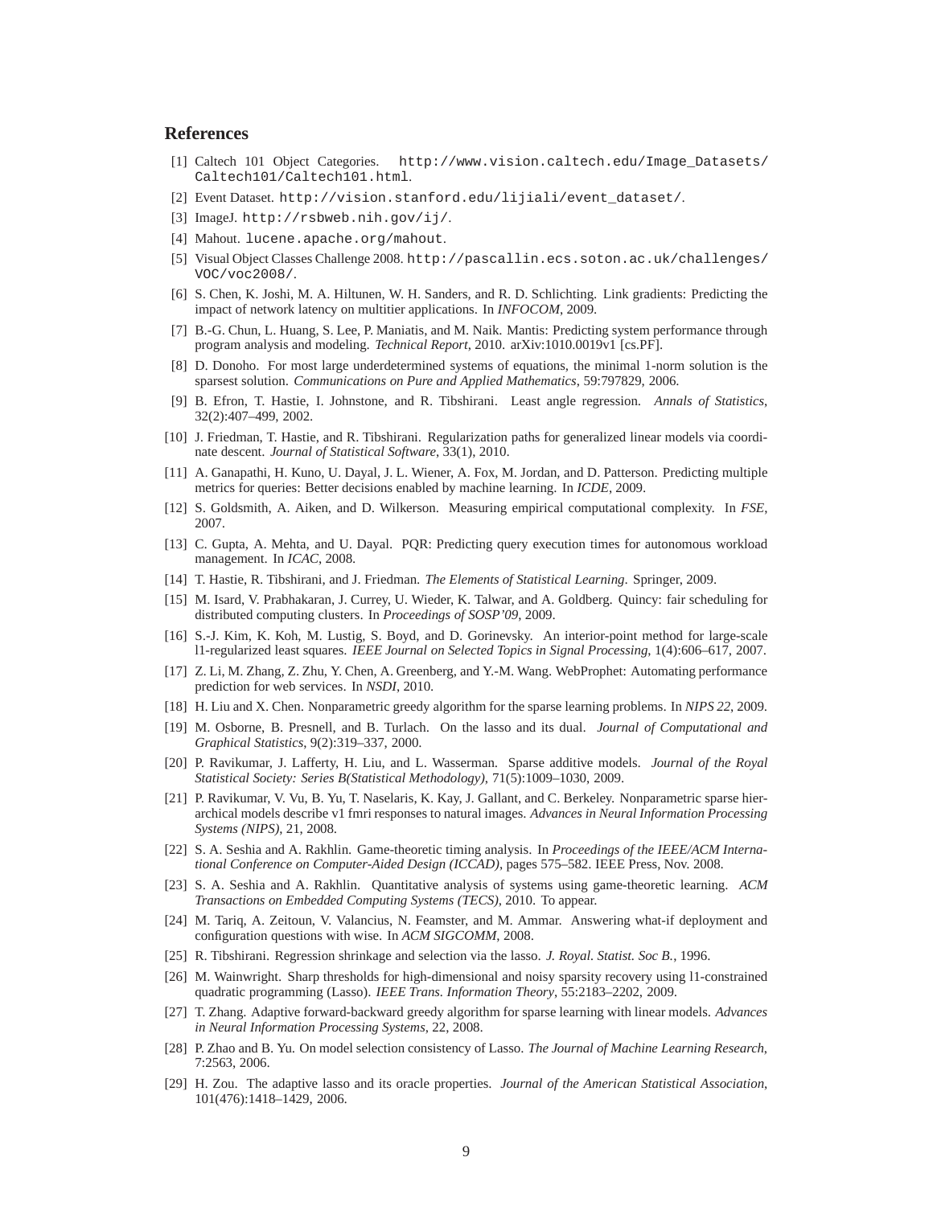## References

[1] Caltech 101 Object Categories. `http://www.vision.caltech.edu/Image_Datasets/Caltech101/Caltech101.html`.

[2] Event Dataset. `http://vision.stanford.edu/lijiali/event_dataset/`.

[3] ImageJ. `http://rsbweb.nih.gov/ij/`.

[4] Mahout. `lucene.apache.org/mahout`.

[5] Visual Object Classes Challenge 2008. `http://pascallin.ecs.soton.ac.uk/challenges/VOC/voc2008/`.

[6] S. Chen, K. Joshi, M. A. Hiltunen, W. H. Sanders, and R. D. Schlichting. Link gradients: Predicting the impact of network latency on multitier applications. In *INFOCOM*, 2009.

[7] B.-G. Chun, L. Huang, S. Lee, P. Maniatis, and M. Naik. Mantis: Predicting system performance through program analysis and modeling. *Technical Report*, 2010. arXiv:1010.0019v1 [cs.PF].

[8] D. Donoho. For most large underdetermined systems of equations, the minimal 1-norm solution is the sparsest solution. *Communications on Pure and Applied Mathematics*, 59:797829, 2006.

[9] B. Efron, T. Hastie, I. Johnstone, and R. Tibshirani. Least angle regression. *Annals of Statistics*, 32(2):407–499, 2002.

[10] J. Friedman, T. Hastie, and R. Tibshirani. Regularization paths for generalized linear models via coordinate descent. *Journal of Statistical Software*, 33(1), 2010.

[11] A. Ganapathi, H. Kuno, U. Dayal, J. L. Wiener, A. Fox, M. Jordan, and D. Patterson. Predicting multiple metrics for queries: Better decisions enabled by machine learning. In *ICDE*, 2009.

[12] S. Goldsmith, A. Aiken, and D. Wilkerson. Measuring empirical computational complexity. In *FSE*, 2007.

[13] C. Gupta, A. Mehta, and U. Dayal. PQR: Predicting query execution times for autonomous workload management. In *ICAC*, 2008.

[14] T. Hastie, R. Tibshirani, and J. Friedman. *The Elements of Statistical Learning*. Springer, 2009.

[15] M. Isard, V. Prabhakaran, J. Currey, U. Wieder, K. Talwar, and A. Goldberg. Quincy: fair scheduling for distributed computing clusters. In *Proceedings of SOSP'09*, 2009.

[16] S.-J. Kim, K. Koh, M. Lustig, S. Boyd, and D. Gorinevsky. An interior-point method for large-scale l1-regularized least squares. *IEEE Journal on Selected Topics in Signal Processing*, 1(4):606–617, 2007.

[17] Z. Li, M. Zhang, Z. Zhu, Y. Chen, A. Greenberg, and Y.-M. Wang. WebProphet: Automating performance prediction for web services. In *NSDI*, 2010.

[18] H. Liu and X. Chen. Nonparametric greedy algorithm for the sparse learning problems. In *NIPS 22*, 2009.

[19] M. Osborne, B. Presnell, and B. Turlach. On the lasso and its dual. *Journal of Computational and Graphical Statistics*, 9(2):319–337, 2000.

[20] P. Ravikumar, J. Lafferty, H. Liu, and L. Wasserman. Sparse additive models. *Journal of the Royal Statistical Society: Series B(Statistical Methodology)*, 71(5):1009–1030, 2009.

[21] P. Ravikumar, V. Vu, B. Yu, T. Naselaris, K. Kay, J. Gallant, and C. Berkeley. Nonparametric sparse hierarchical models describe v1 fmri responses to natural images. *Advances in Neural Information Processing Systems (NIPS)*, 21, 2008.

[22] S. A. Seshia and A. Rakhlin. Game-theoretic timing analysis. In *Proceedings of the IEEE/ACM International Conference on Computer-Aided Design (ICCAD)*, pages 575–582. IEEE Press, Nov. 2008.

[23] S. A. Seshia and A. Rakhlin. Quantitative analysis of systems using game-theoretic learning. *ACM Transactions on Embedded Computing Systems (TECS)*, 2010. To appear.

[24] M. Tariq, A. Zeitoun, V. Valancius, N. Feamster, and M. Ammar. Answering what-if deployment and configuration questions with wise. In *ACM SIGCOMM*, 2008.

[25] R. Tibshirani. Regression shrinkage and selection via the lasso. *J. Royal. Statist. Soc B.*, 1996.

[26] M. Wainwright. Sharp thresholds for high-dimensional and noisy sparsity recovery using l1-constrained quadratic programming (Lasso). *IEEE Trans. Information Theory*, 55:2183–2202, 2009.

[27] T. Zhang. Adaptive forward-backward greedy algorithm for sparse learning with linear models. *Advances in Neural Information Processing Systems*, 22, 2008.

[28] P. Zhao and B. Yu. On model selection consistency of Lasso. *The Journal of Machine Learning Research*, 7:2563, 2006.

[29] H. Zou. The adaptive lasso and its oracle properties. *Journal of the American Statistical Association*, 101(476):1418–1429, 2006.